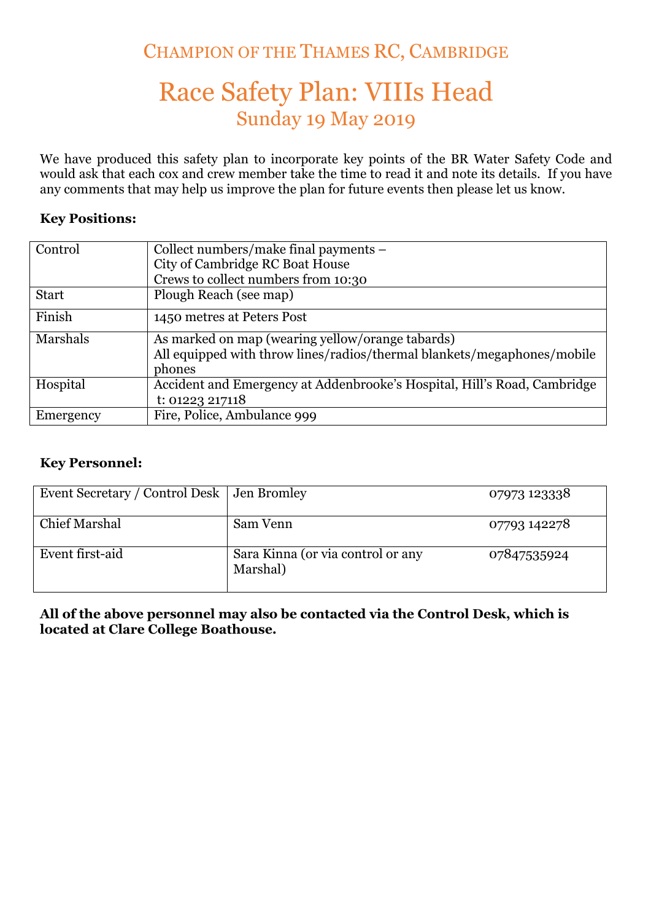Champion of the Thames RC, Cambridge

# Race Safety Plan: VIIIs Head

## Sunday 19 May 2019

We have produced this safety plan to incorporate key points of the BR Water Safety Code and would ask that each cox and crew member take the time to read it and note its details. If you have any comments that may help us improve the plan for future events then please let us know.

**Key Positions:**

| | |
|---|---|
| Control | Collect numbers/make final payments –<br>City of Cambridge RC Boat House<br>Crews to collect numbers from 10:30 |
| Start | Plough Reach (see map) |
| Finish | 1450 metres at Peters Post |
| Marshals | As marked on map (wearing yellow/orange tabards)<br>All equipped with throw lines/radios/thermal blankets/megaphones/mobile phones |
| Hospital | Accident and Emergency at Addenbrooke's Hospital, Hill's Road, Cambridge<br>t: 01223 217118 |
| Emergency | Fire, Police, Ambulance 999 |

**Key Personnel:**

| | | |
|---|---|---|
| Event Secretary / Control Desk | Jen Bromley | 07973 123338 |
| Chief Marshal | Sam Venn | 07793 142278 |
| Event first-aid | Sara Kinna (or via control or any Marshal) | 07847535924 |

**All of the above personnel may also be contacted via the Control Desk, which is located at Clare College Boathouse.**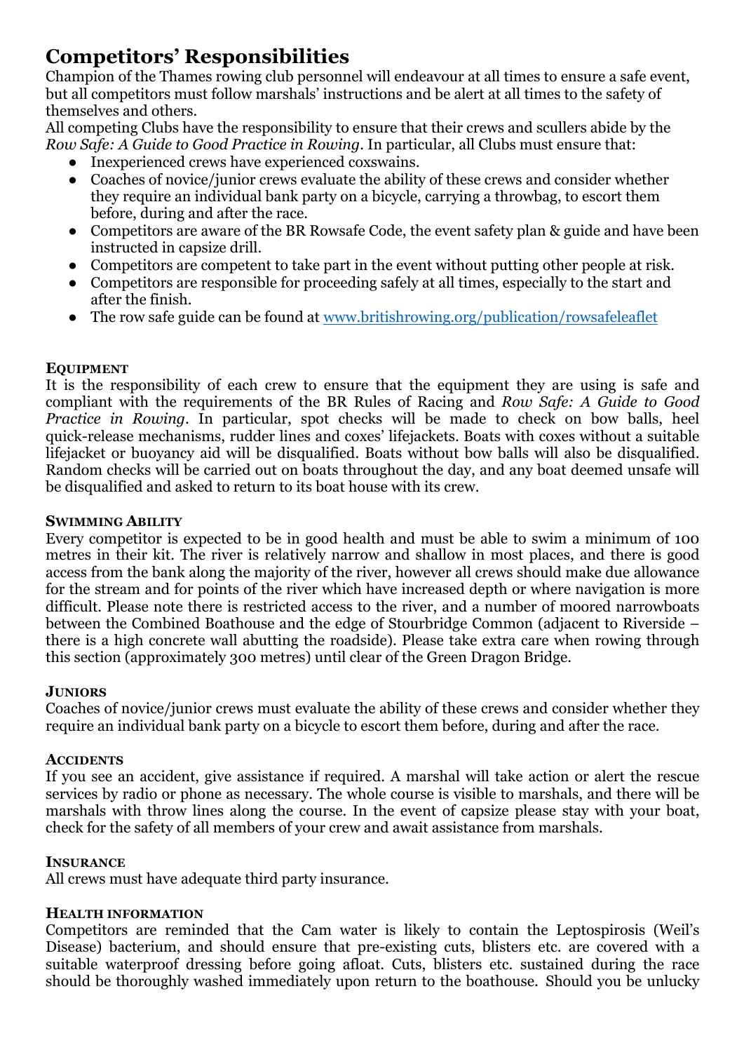# Competitors' Responsibilities

Champion of the Thames rowing club personnel will endeavour at all times to ensure a safe event, but all competitors must follow marshals' instructions and be alert at all times to the safety of themselves and others.

All competing Clubs have the responsibility to ensure that their crews and scullers abide by the *Row Safe: A Guide to Good Practice in Rowing*. In particular, all Clubs must ensure that:

- Inexperienced crews have experienced coxswains.
- Coaches of novice/junior crews evaluate the ability of these crews and consider whether they require an individual bank party on a bicycle, carrying a throwbag, to escort them before, during and after the race.
- Competitors are aware of the BR Rowsafe Code, the event safety plan & guide and have been instructed in capsize drill.
- Competitors are competent to take part in the event without putting other people at risk.
- Competitors are responsible for proceeding safely at all times, especially to the start and after the finish.
- The row safe guide can be found at [www.britishrowing.org/publication/rowsafeleaflet](www.britishrowing.org/publication/rowsafeleaflet)

### EQUIPMENT

It is the responsibility of each crew to ensure that the equipment they are using is safe and compliant with the requirements of the BR Rules of Racing and *Row Safe: A Guide to Good Practice in Rowing*. In particular, spot checks will be made to check on bow balls, heel quick-release mechanisms, rudder lines and coxes' lifejackets. Boats with coxes without a suitable lifejacket or buoyancy aid will be disqualified. Boats without bow balls will also be disqualified. Random checks will be carried out on boats throughout the day, and any boat deemed unsafe will be disqualified and asked to return to its boat house with its crew.

### SWIMMING ABILITY

Every competitor is expected to be in good health and must be able to swim a minimum of 100 metres in their kit. The river is relatively narrow and shallow in most places, and there is good access from the bank along the majority of the river, however all crews should make due allowance for the stream and for points of the river which have increased depth or where navigation is more difficult. Please note there is restricted access to the river, and a number of moored narrowboats between the Combined Boathouse and the edge of Stourbridge Common (adjacent to Riverside – there is a high concrete wall abutting the roadside). Please take extra care when rowing through this section (approximately 300 metres) until clear of the Green Dragon Bridge.

### JUNIORS

Coaches of novice/junior crews must evaluate the ability of these crews and consider whether they require an individual bank party on a bicycle to escort them before, during and after the race.

### ACCIDENTS

If you see an accident, give assistance if required. A marshal will take action or alert the rescue services by radio or phone as necessary. The whole course is visible to marshals, and there will be marshals with throw lines along the course. In the event of capsize please stay with your boat, check for the safety of all members of your crew and await assistance from marshals.

### INSURANCE

All crews must have adequate third party insurance.

### HEALTH INFORMATION

Competitors are reminded that the Cam water is likely to contain the Leptospirosis (Weil's Disease) bacterium, and should ensure that pre-existing cuts, blisters etc. are covered with a suitable waterproof dressing before going afloat. Cuts, blisters etc. sustained during the race should be thoroughly washed immediately upon return to the boathouse. Should you be unlucky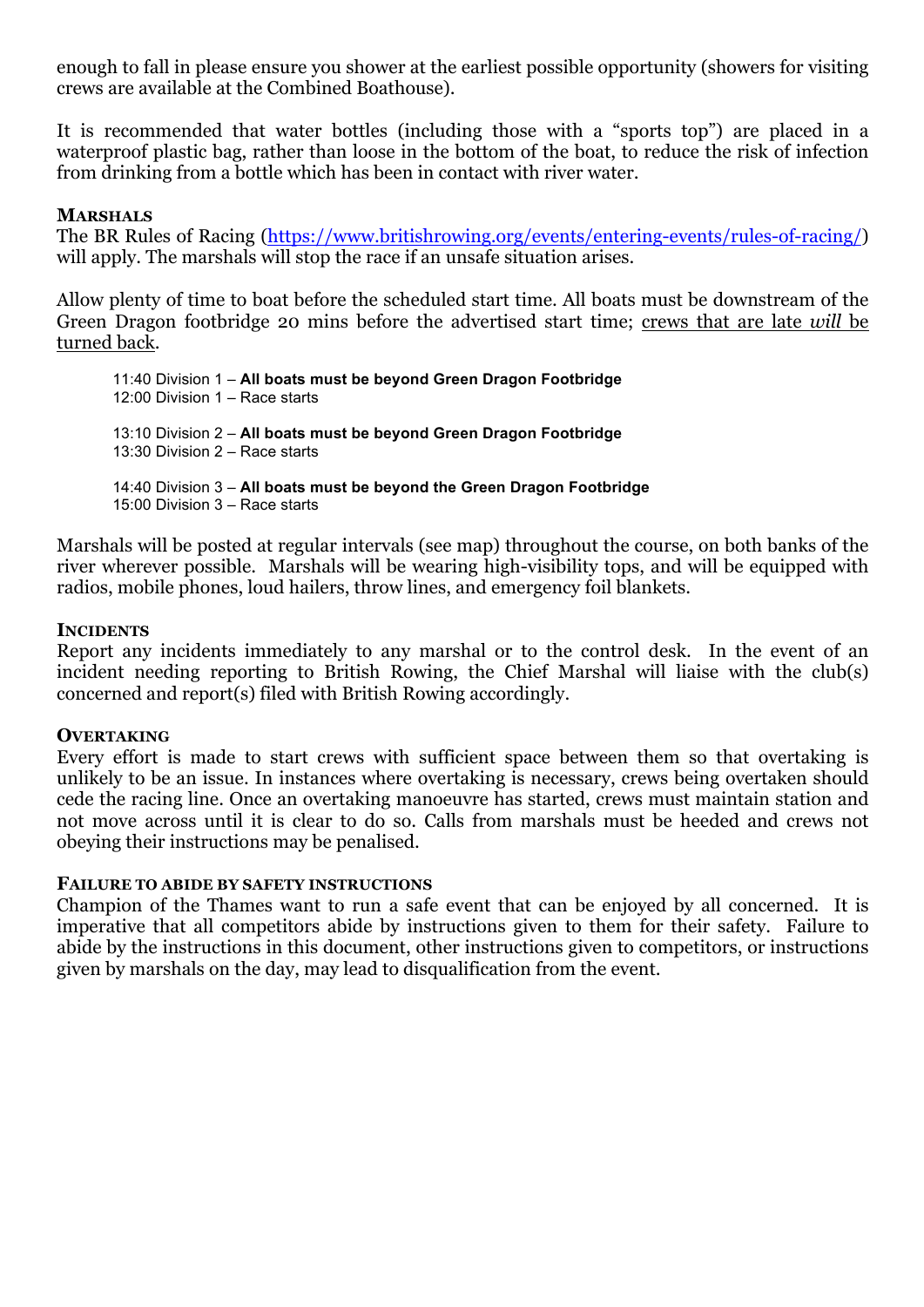enough to fall in please ensure you shower at the earliest possible opportunity (showers for visiting crews are available at the Combined Boathouse).

It is recommended that water bottles (including those with a "sports top") are placed in a waterproof plastic bag, rather than loose in the bottom of the boat, to reduce the risk of infection from drinking from a bottle which has been in contact with river water.

### MARSHALS

The BR Rules of Racing (https://www.britishrowing.org/events/entering-events/rules-of-racing/) will apply. The marshals will stop the race if an unsafe situation arises.

Allow plenty of time to boat before the scheduled start time. All boats must be downstream of the Green Dragon footbridge 20 mins before the advertised start time; crews that are late *will* be turned back.

11:40 Division 1 – **All boats must be beyond Green Dragon Footbridge**
12:00 Division 1 – Race starts

13:10 Division 2 – **All boats must be beyond Green Dragon Footbridge**
13:30 Division 2 – Race starts

14:40 Division 3 – **All boats must be beyond the Green Dragon Footbridge**
15:00 Division 3 – Race starts

Marshals will be posted at regular intervals (see map) throughout the course, on both banks of the river wherever possible. Marshals will be wearing high-visibility tops, and will be equipped with radios, mobile phones, loud hailers, throw lines, and emergency foil blankets.

### INCIDENTS

Report any incidents immediately to any marshal or to the control desk. In the event of an incident needing reporting to British Rowing, the Chief Marshal will liaise with the club(s) concerned and report(s) filed with British Rowing accordingly.

### OVERTAKING

Every effort is made to start crews with sufficient space between them so that overtaking is unlikely to be an issue. In instances where overtaking is necessary, crews being overtaken should cede the racing line. Once an overtaking manoeuvre has started, crews must maintain station and not move across until it is clear to do so. Calls from marshals must be heeded and crews not obeying their instructions may be penalised.

### FAILURE TO ABIDE BY SAFETY INSTRUCTIONS

Champion of the Thames want to run a safe event that can be enjoyed by all concerned. It is imperative that all competitors abide by instructions given to them for their safety. Failure to abide by the instructions in this document, other instructions given to competitors, or instructions given by marshals on the day, may lead to disqualification from the event.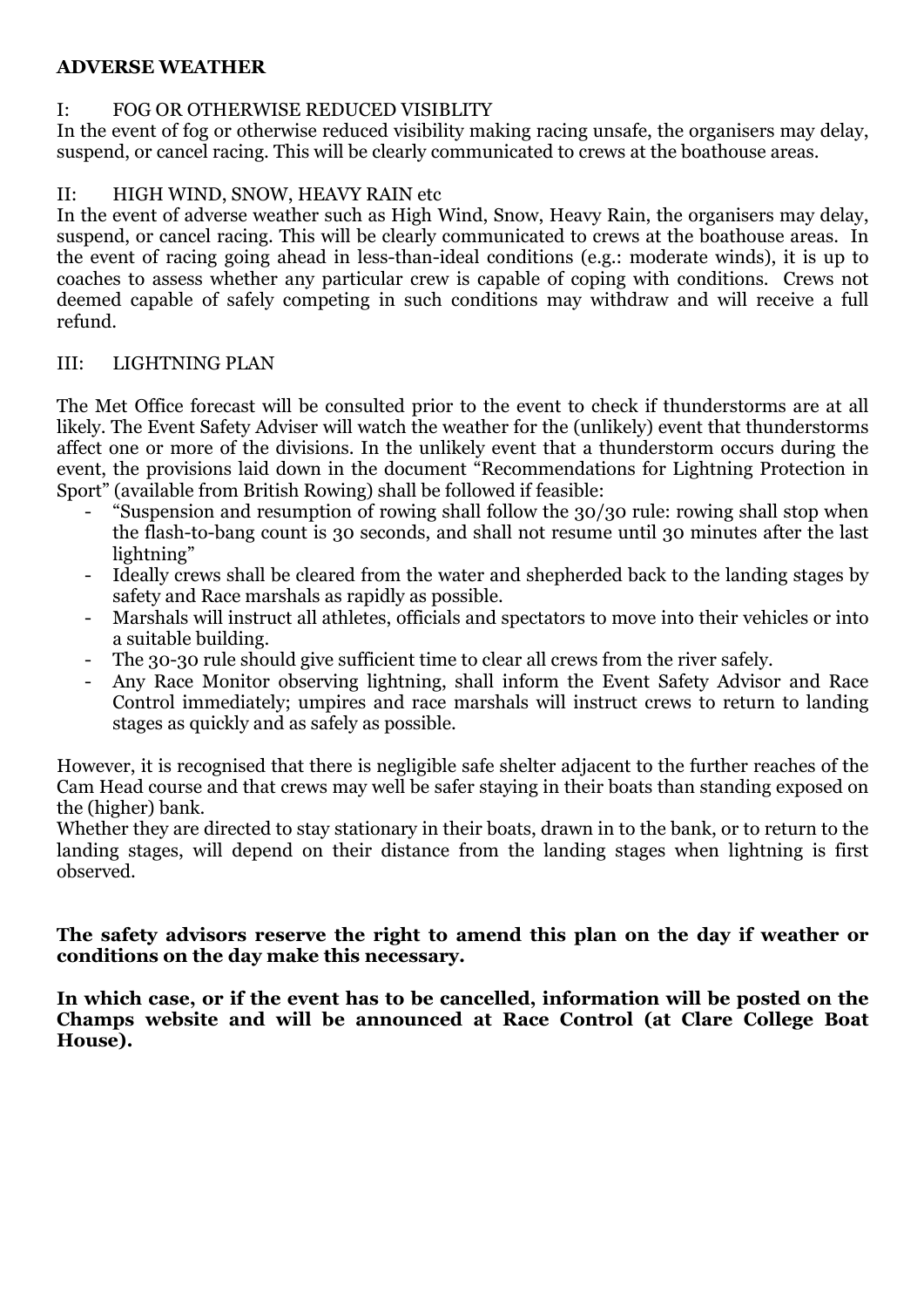## ADVERSE WEATHER

### I: FOG OR OTHERWISE REDUCED VISIBLITY

In the event of fog or otherwise reduced visibility making racing unsafe, the organisers may delay, suspend, or cancel racing. This will be clearly communicated to crews at the boathouse areas.

### II: HIGH WIND, SNOW, HEAVY RAIN etc

In the event of adverse weather such as High Wind, Snow, Heavy Rain, the organisers may delay, suspend, or cancel racing. This will be clearly communicated to crews at the boathouse areas. In the event of racing going ahead in less-than-ideal conditions (e.g.: moderate winds), it is up to coaches to assess whether any particular crew is capable of coping with conditions. Crews not deemed capable of safely competing in such conditions may withdraw and will receive a full refund.

### III: LIGHTNING PLAN

The Met Office forecast will be consulted prior to the event to check if thunderstorms are at all likely. The Event Safety Adviser will watch the weather for the (unlikely) event that thunderstorms affect one or more of the divisions. In the unlikely event that a thunderstorm occurs during the event, the provisions laid down in the document "Recommendations for Lightning Protection in Sport" (available from British Rowing) shall be followed if feasible:

- "Suspension and resumption of rowing shall follow the 30/30 rule: rowing shall stop when the flash-to-bang count is 30 seconds, and shall not resume until 30 minutes after the last lightning"
- Ideally crews shall be cleared from the water and shepherded back to the landing stages by safety and Race marshals as rapidly as possible.
- Marshals will instruct all athletes, officials and spectators to move into their vehicles or into a suitable building.
- The 30-30 rule should give sufficient time to clear all crews from the river safely.
- Any Race Monitor observing lightning, shall inform the Event Safety Advisor and Race Control immediately; umpires and race marshals will instruct crews to return to landing stages as quickly and as safely as possible.

However, it is recognised that there is negligible safe shelter adjacent to the further reaches of the Cam Head course and that crews may well be safer staying in their boats than standing exposed on the (higher) bank.
Whether they are directed to stay stationary in their boats, drawn in to the bank, or to return to the landing stages, will depend on their distance from the landing stages when lightning is first observed.

**The safety advisors reserve the right to amend this plan on the day if weather or conditions on the day make this necessary.**

**In which case, or if the event has to be cancelled, information will be posted on the Champs website and will be announced at Race Control (at Clare College Boat House).**